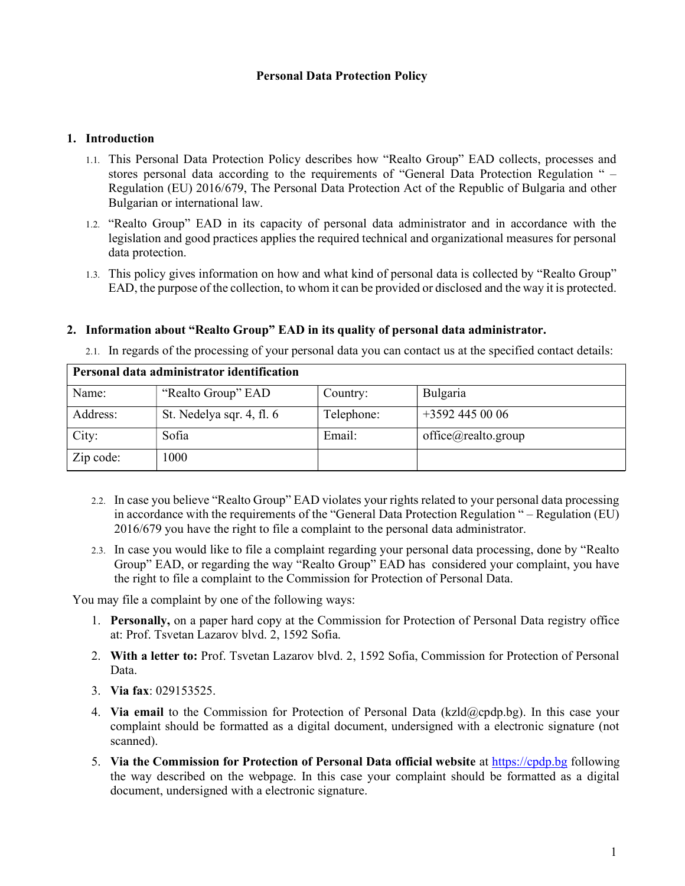# Personal Data Protection Policy

## 1. Introduction

1.1. This Personal Data Protection Policy describes how "Realto Group" EAD collects, processes and stores personal data according to the requirements of "General Data Protection Regulation " – Regulation (EU) 2016/679, The Personal Data Protection Act of the Republic of Bulgaria and other Bulgarian or international law.

1.2. "Realto Group" EAD in its capacity of personal data administrator and in accordance with the legislation and good practices applies the required technical and organizational measures for personal data protection.

1.3. This policy gives information on how and what kind of personal data is collected by "Realto Group" EAD, the purpose of the collection, to whom it can be provided or disclosed and the way it is protected.

## 2. Information about "Realto Group" EAD in its quality of personal data administrator.

2.1. In regards of the processing of your personal data you can contact us at the specified contact details:

| **Personal data administrator identification** | | | |
|---|---|---|---|
| Name: | "Realto Group" EAD | Country: | Bulgaria |
| Address: | St. Nedelya sqr. 4, fl. 6 | Telephone: | +3592 445 00 06 |
| City: | Sofia | Email: | office@realto.group |
| Zip code: | 1000 | | |

2.2. In case you believe "Realto Group" EAD violates your rights related to your personal data processing in accordance with the requirements of the "General Data Protection Regulation " – Regulation (EU) 2016/679 you have the right to file a complaint to the personal data administrator.

2.3. In case you would like to file a complaint regarding your personal data processing, done by "Realto Group" EAD, or regarding the way "Realto Group" EAD has considered your complaint, you have the right to file a complaint to the Commission for Protection of Personal Data.

You may file a complaint by one of the following ways:

1. **Personally,** on a paper hard copy at the Commission for Protection of Personal Data registry office at: Prof. Tsvetan Lazarov blvd. 2, 1592 Sofia.
2. **With a letter to:** Prof. Tsvetan Lazarov blvd. 2, 1592 Sofia, Commission for Protection of Personal Data.
3. **Via fax**: 029153525.
4. **Via email** to the Commission for Protection of Personal Data (kzld@cpdp.bg). In this case your complaint should be formatted as a digital document, undersigned with a electronic signature (not scanned).
5. **Via the Commission for Protection of Personal Data official website** at https://cpdp.bg following the way described on the webpage. In this case your complaint should be formatted as a digital document, undersigned with a electronic signature.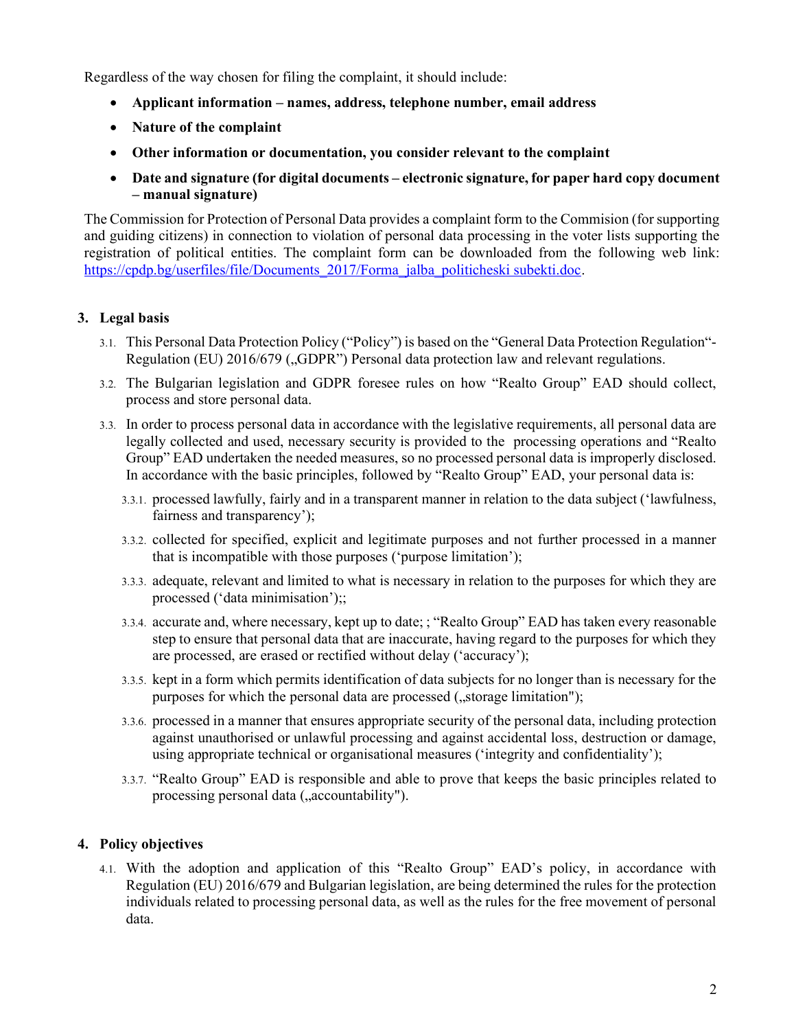Regardless of the way chosen for filing the complaint, it should include:

- **Applicant information – names, address, telephone number, email address**
- **Nature of the complaint**
- **Other information or documentation, you consider relevant to the complaint**
- **Date and signature (for digital documents – electronic signature, for paper hard copy document – manual signature)**

The Commission for Protection of Personal Data provides a complaint form to the Commision (for supporting and guiding citizens) in connection to violation of personal data processing in the voter lists supporting the registration of political entities. The complaint form can be downloaded from the following web link: [https://cpdp.bg/userfiles/file/Documents_2017/Forma_jalba_politicheski subekti.doc](https://cpdp.bg/userfiles/file/Documents_2017/Forma_jalba_politicheski subekti.doc).

## 3. Legal basis

3.1. This Personal Data Protection Policy ("Policy") is based on the "General Data Protection Regulation"- Regulation (EU) 2016/679 („GDPR") Personal data protection law and relevant regulations.

3.2. The Bulgarian legislation and GDPR foresee rules on how "Realto Group" EAD should collect, process and store personal data.

3.3. In order to process personal data in accordance with the legislative requirements, all personal data are legally collected and used, necessary security is provided to the processing operations and "Realto Group" EAD undertaken the needed measures, so no processed personal data is improperly disclosed. In accordance with the basic principles, followed by "Realto Group" EAD, your personal data is:

3.3.1. processed lawfully, fairly and in a transparent manner in relation to the data subject ('lawfulness, fairness and transparency');

3.3.2. collected for specified, explicit and legitimate purposes and not further processed in a manner that is incompatible with those purposes ('purpose limitation');

3.3.3. adequate, relevant and limited to what is necessary in relation to the purposes for which they are processed ('data minimisation');;

3.3.4. accurate and, where necessary, kept up to date; ; "Realto Group" EAD has taken every reasonable step to ensure that personal data that are inaccurate, having regard to the purposes for which they are processed, are erased or rectified without delay ('accuracy');

3.3.5. kept in a form which permits identification of data subjects for no longer than is necessary for the purposes for which the personal data are processed („storage limitation");

3.3.6. processed in a manner that ensures appropriate security of the personal data, including protection against unauthorised or unlawful processing and against accidental loss, destruction or damage, using appropriate technical or organisational measures ('integrity and confidentiality');

3.3.7. "Realto Group" EAD is responsible and able to prove that keeps the basic principles related to processing personal data („accountability").

## 4. Policy objectives

4.1. With the adoption and application of this "Realto Group" EAD's policy, in accordance with Regulation (EU) 2016/679 and Bulgarian legislation, are being determined the rules for the protection individuals related to processing personal data, as well as the rules for the free movement of personal data.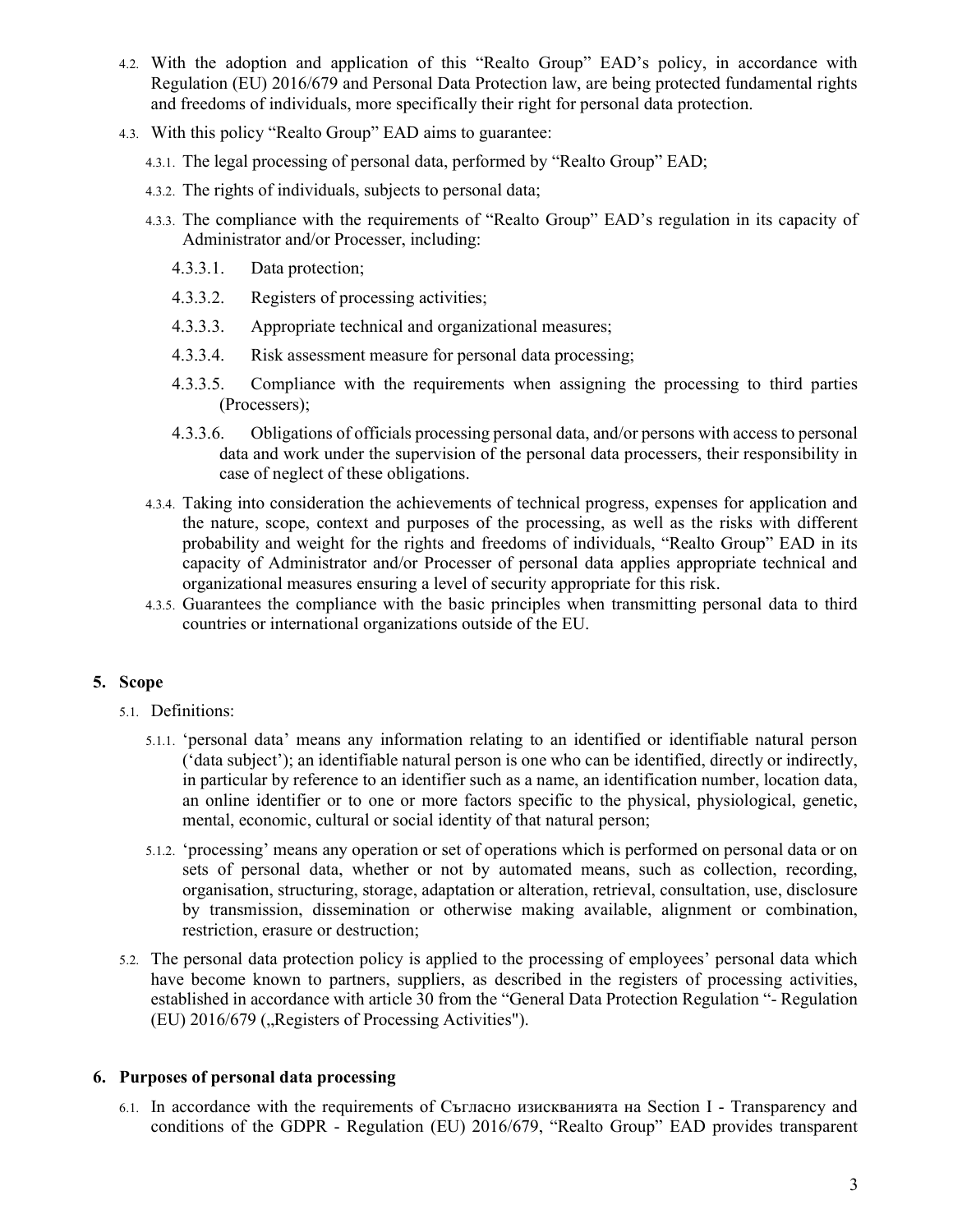4.2. With the adoption and application of this "Realto Group" EAD's policy, in accordance with Regulation (EU) 2016/679 and Personal Data Protection law, are being protected fundamental rights and freedoms of individuals, more specifically their right for personal data protection.

4.3. With this policy "Realto Group" EAD aims to guarantee:

4.3.1. The legal processing of personal data, performed by "Realto Group" EAD;

4.3.2. The rights of individuals, subjects to personal data;

4.3.3. The compliance with the requirements of "Realto Group" EAD's regulation in its capacity of Administrator and/or Processer, including:

4.3.3.1. Data protection;

4.3.3.2. Registers of processing activities;

4.3.3.3. Appropriate technical and organizational measures;

4.3.3.4. Risk assessment measure for personal data processing;

4.3.3.5. Compliance with the requirements when assigning the processing to third parties (Processers);

4.3.3.6. Obligations of officials processing personal data, and/or persons with access to personal data and work under the supervision of the personal data processers, their responsibility in case of neglect of these obligations.

4.3.4. Taking into consideration the achievements of technical progress, expenses for application and the nature, scope, context and purposes of the processing, as well as the risks with different probability and weight for the rights and freedoms of individuals, "Realto Group" EAD in its capacity of Administrator and/or Processer of personal data applies appropriate technical and organizational measures ensuring a level of security appropriate for this risk.

4.3.5. Guarantees the compliance with the basic principles when transmitting personal data to third countries or international organizations outside of the EU.

## 5. Scope

5.1. Definitions:

5.1.1. 'personal data' means any information relating to an identified or identifiable natural person ('data subject'); an identifiable natural person is one who can be identified, directly or indirectly, in particular by reference to an identifier such as a name, an identification number, location data, an online identifier or to one or more factors specific to the physical, physiological, genetic, mental, economic, cultural or social identity of that natural person;

5.1.2. 'processing' means any operation or set of operations which is performed on personal data or on sets of personal data, whether or not by automated means, such as collection, recording, organisation, structuring, storage, adaptation or alteration, retrieval, consultation, use, disclosure by transmission, dissemination or otherwise making available, alignment or combination, restriction, erasure or destruction;

5.2. The personal data protection policy is applied to the processing of employees' personal data which have become known to partners, suppliers, as described in the registers of processing activities, established in accordance with article 30 from the "General Data Protection Regulation "- Regulation (EU) 2016/679 („Registers of Processing Activities").

## 6. Purposes of personal data processing

6.1. In accordance with the requirements of Съгласно изискванията на Section I - Transparency and conditions of the GDPR - Regulation (EU) 2016/679, "Realto Group" EAD provides transparent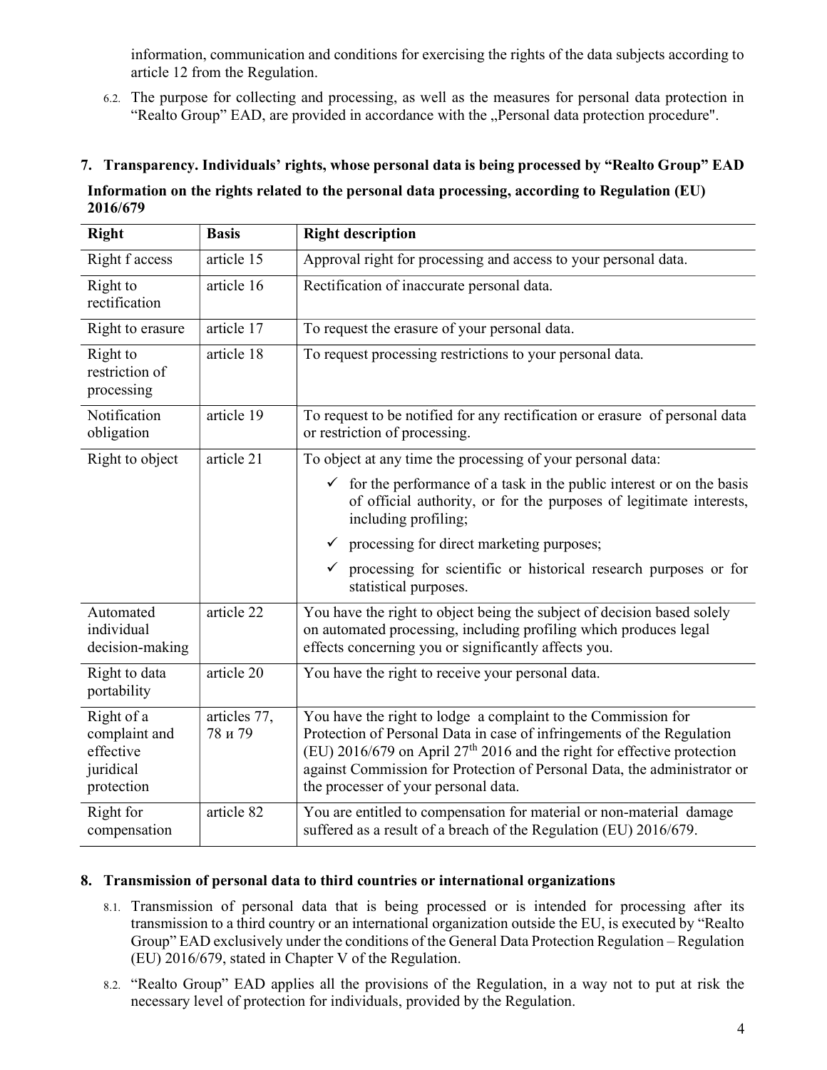information, communication and conditions for exercising the rights of the data subjects according to article 12 from the Regulation.

6.2. The purpose for collecting and processing, as well as the measures for personal data protection in "Realto Group" EAD, are provided in accordance with the „Personal data protection procedure".

## 7. Transparency. Individuals' rights, whose personal data is being processed by "Realto Group" EAD

**Information on the rights related to the personal data processing, according to Regulation (EU) 2016/679**

| Right | Basis | Right description |
|---|---|---|
| Right f access | article 15 | Approval right for processing and access to your personal data. |
| Right to rectification | article 16 | Rectification of inaccurate personal data. |
| Right to erasure | article 17 | To request the erasure of your personal data. |
| Right to restriction of processing | article 18 | To request processing restrictions to your personal data. |
| Notification obligation | article 19 | To request to be notified for any rectification or erasure of personal data or restriction of processing. |
| Right to object | article 21 | To object at any time the processing of your personal data: ✓ for the performance of a task in the public interest or on the basis of official authority, or for the purposes of legitimate interests, including profiling; ✓ processing for direct marketing purposes; ✓ processing for scientific or historical research purposes or for statistical purposes. |
| Automated individual decision-making | article 22 | You have the right to object being the subject of decision based solely on automated processing, including profiling which produces legal effects concerning you or significantly affects you. |
| Right to data portability | article 20 | You have the right to receive your personal data. |
| Right of a complaint and effective juridical protection | articles 77, 78 и 79 | You have the right to lodge a complaint to the Commission for Protection of Personal Data in case of infringements of the Regulation (EU) 2016/679 on April 27th 2016 and the right for effective protection against Commission for Protection of Personal Data, the administrator or the processer of your personal data. |
| Right for compensation | article 82 | You are entitled to compensation for material or non-material damage suffered as a result of a breach of the Regulation (EU) 2016/679. |

## 8. Transmission of personal data to third countries or international organizations

8.1. Transmission of personal data that is being processed or is intended for processing after its transmission to a third country or an international organization outside the EU, is executed by "Realto Group" EAD exclusively under the conditions of the General Data Protection Regulation – Regulation (EU) 2016/679, stated in Chapter V of the Regulation.

8.2. "Realto Group" EAD applies all the provisions of the Regulation, in a way not to put at risk the necessary level of protection for individuals, provided by the Regulation.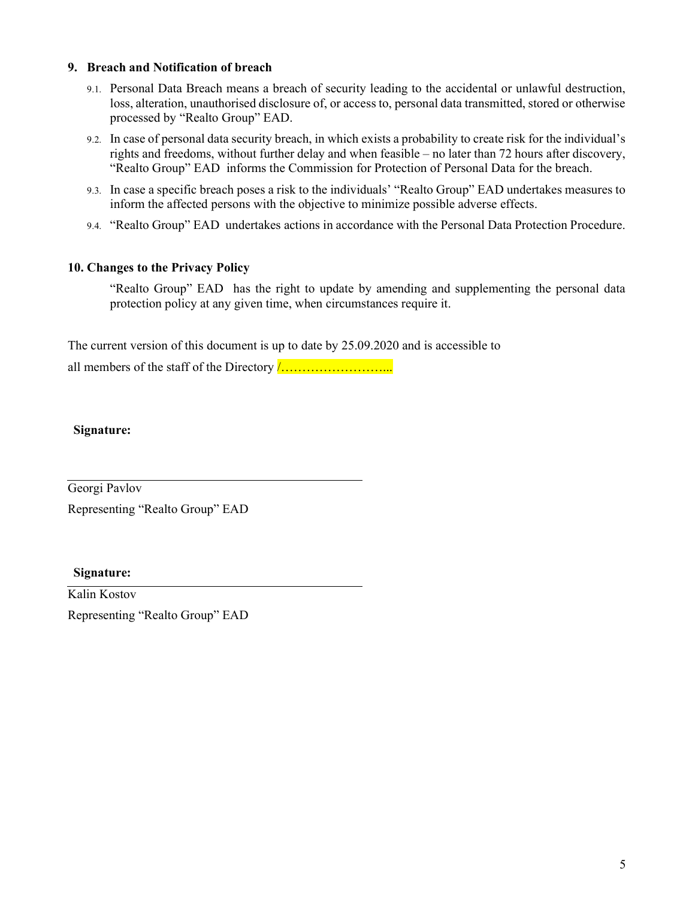## 9. Breach and Notification of breach

9.1. Personal Data Breach means a breach of security leading to the accidental or unlawful destruction, loss, alteration, unauthorised disclosure of, or access to, personal data transmitted, stored or otherwise processed by "Realto Group" EAD.

9.2. In case of personal data security breach, in which exists a probability to create risk for the individual's rights and freedoms, without further delay and when feasible – no later than 72 hours after discovery, "Realto Group" EAD informs the Commission for Protection of Personal Data for the breach.

9.3. In case a specific breach poses a risk to the individuals' "Realto Group" EAD undertakes measures to inform the affected persons with the objective to minimize possible adverse effects.

9.4. "Realto Group" EAD undertakes actions in accordance with the Personal Data Protection Procedure.

## 10. Changes to the Privacy Policy

"Realto Group" EAD has the right to update by amending and supplementing the personal data protection policy at any given time, when circumstances require it.

The current version of this document is up to date by 25.09.2020 and is accessible to all members of the staff of the Directory /……………………...

**Signature:**

\_\_\_\_\_\_\_\_\_\_\_\_\_\_\_\_\_\_\_\_\_\_\_\_\_\_\_\_\_\_\_\_\_\_\_\_

Georgi Pavlov

Representing "Realto Group" EAD

**Signature:**

\_\_\_\_\_\_\_\_\_\_\_\_\_\_\_\_\_\_\_\_\_\_\_\_\_\_\_\_\_\_\_\_\_\_\_\_

Kalin Kostov

Representing "Realto Group" EAD